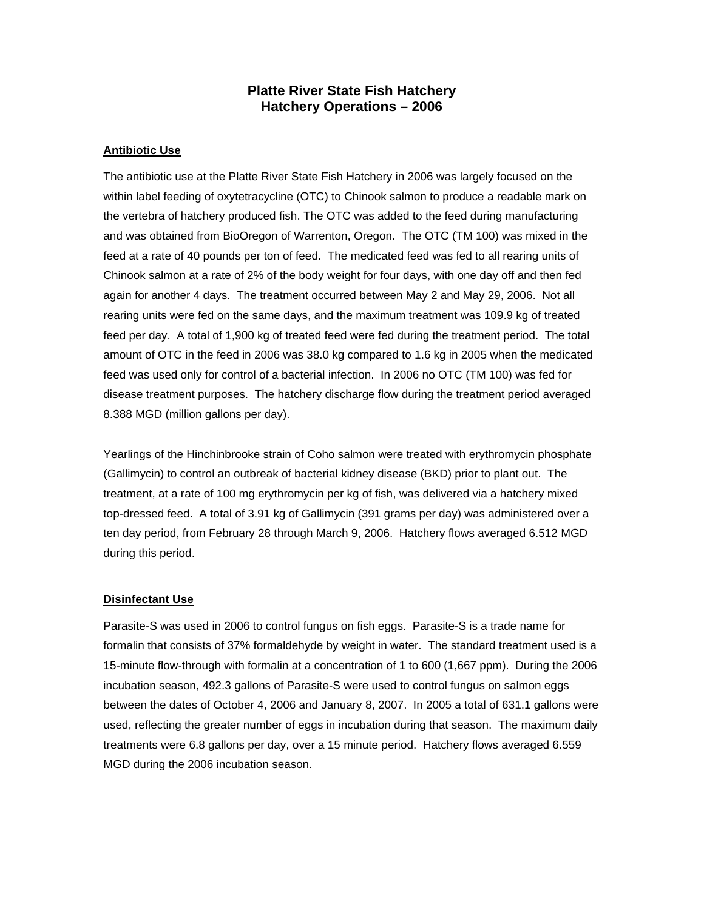# Platte River State Fish Hatchery
# Hatchery Operations – 2006

## Antibiotic Use

The antibiotic use at the Platte River State Fish Hatchery in 2006 was largely focused on the within label feeding of oxytetracycline (OTC) to Chinook salmon to produce a readable mark on the vertebra of hatchery produced fish. The OTC was added to the feed during manufacturing and was obtained from BioOregon of Warrenton, Oregon. The OTC (TM 100) was mixed in the feed at a rate of 40 pounds per ton of feed. The medicated feed was fed to all rearing units of Chinook salmon at a rate of 2% of the body weight for four days, with one day off and then fed again for another 4 days. The treatment occurred between May 2 and May 29, 2006. Not all rearing units were fed on the same days, and the maximum treatment was 109.9 kg of treated feed per day. A total of 1,900 kg of treated feed were fed during the treatment period. The total amount of OTC in the feed in 2006 was 38.0 kg compared to 1.6 kg in 2005 when the medicated feed was used only for control of a bacterial infection. In 2006 no OTC (TM 100) was fed for disease treatment purposes. The hatchery discharge flow during the treatment period averaged 8.388 MGD (million gallons per day).

Yearlings of the Hinchinbrooke strain of Coho salmon were treated with erythromycin phosphate (Gallimycin) to control an outbreak of bacterial kidney disease (BKD) prior to plant out. The treatment, at a rate of 100 mg erythromycin per kg of fish, was delivered via a hatchery mixed top-dressed feed. A total of 3.91 kg of Gallimycin (391 grams per day) was administered over a ten day period, from February 28 through March 9, 2006. Hatchery flows averaged 6.512 MGD during this period.

## Disinfectant Use

Parasite-S was used in 2006 to control fungus on fish eggs. Parasite-S is a trade name for formalin that consists of 37% formaldehyde by weight in water. The standard treatment used is a 15-minute flow-through with formalin at a concentration of 1 to 600 (1,667 ppm). During the 2006 incubation season, 492.3 gallons of Parasite-S were used to control fungus on salmon eggs between the dates of October 4, 2006 and January 8, 2007. In 2005 a total of 631.1 gallons were used, reflecting the greater number of eggs in incubation during that season. The maximum daily treatments were 6.8 gallons per day, over a 15 minute period. Hatchery flows averaged 6.559 MGD during the 2006 incubation season.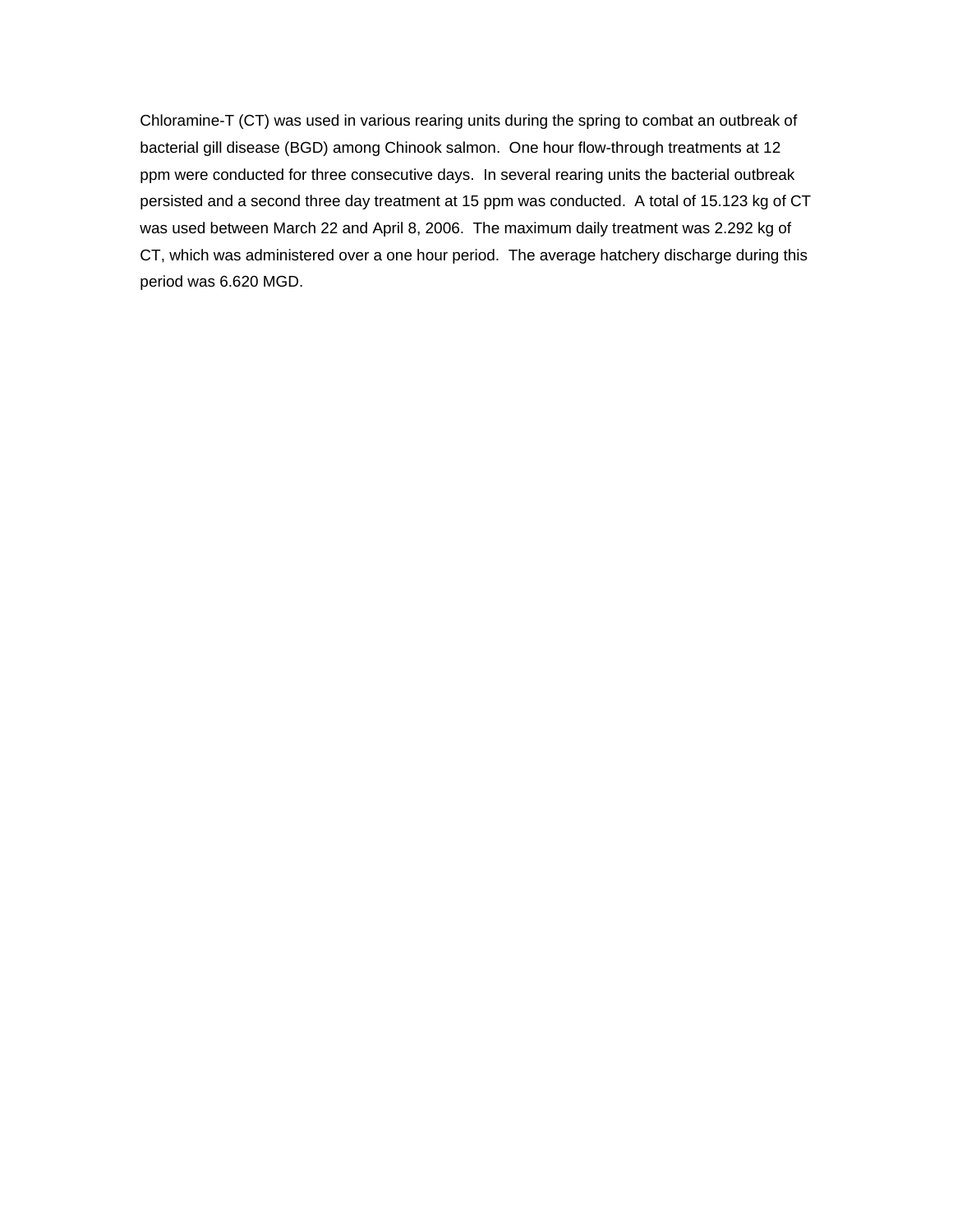Chloramine-T (CT) was used in various rearing units during the spring to combat an outbreak of bacterial gill disease (BGD) among Chinook salmon. One hour flow-through treatments at 12 ppm were conducted for three consecutive days. In several rearing units the bacterial outbreak persisted and a second three day treatment at 15 ppm was conducted. A total of 15.123 kg of CT was used between March 22 and April 8, 2006. The maximum daily treatment was 2.292 kg of CT, which was administered over a one hour period. The average hatchery discharge during this period was 6.620 MGD.